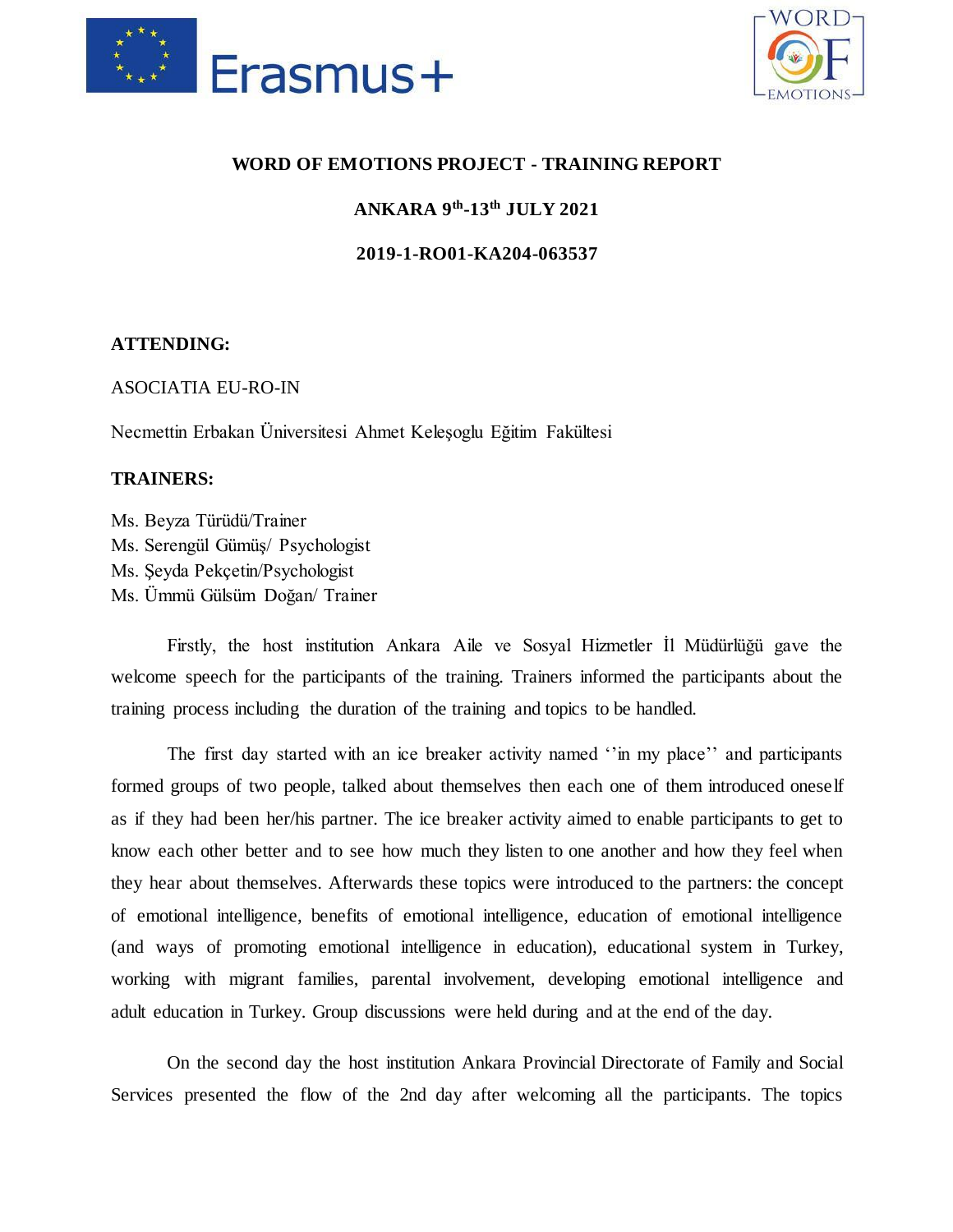# WORD OF EMOTIONS PROJECT - TRAINING REPORT

## ANKARA 9th-13th JULY 2021

## 2019-1-RO01-KA204-063537

**ATTENDING:**

ASOCIATIA EU-RO-IN

Necmettin Erbakan Üniversitesi Ahmet Keleşoglu Eğitim Fakültesi

**TRAINERS:**

Ms. Beyza Türüdü/Trainer
Ms. Serengül Gümüş/ Psychologist
Ms. Şeyda Pekçetin/Psychologist
Ms. Ümmü Gülsüm Doğan/ Trainer

Firstly, the host institution Ankara Aile ve Sosyal Hizmetler İl Müdürlüğü gave the welcome speech for the participants of the training. Trainers informed the participants about the training process including the duration of the training and topics to be handled.

The first day started with an ice breaker activity named ''in my place'' and participants formed groups of two people, talked about themselves then each one of them introduced oneself as if they had been her/his partner. The ice breaker activity aimed to enable participants to get to know each other better and to see how much they listen to one another and how they feel when they hear about themselves. Afterwards these topics were introduced to the partners: the concept of emotional intelligence, benefits of emotional intelligence, education of emotional intelligence (and ways of promoting emotional intelligence in education), educational system in Turkey, working with migrant families, parental involvement, developing emotional intelligence and adult education in Turkey. Group discussions were held during and at the end of the day.

On the second day the host institution Ankara Provincial Directorate of Family and Social Services presented the flow of the 2nd day after welcoming all the participants. The topics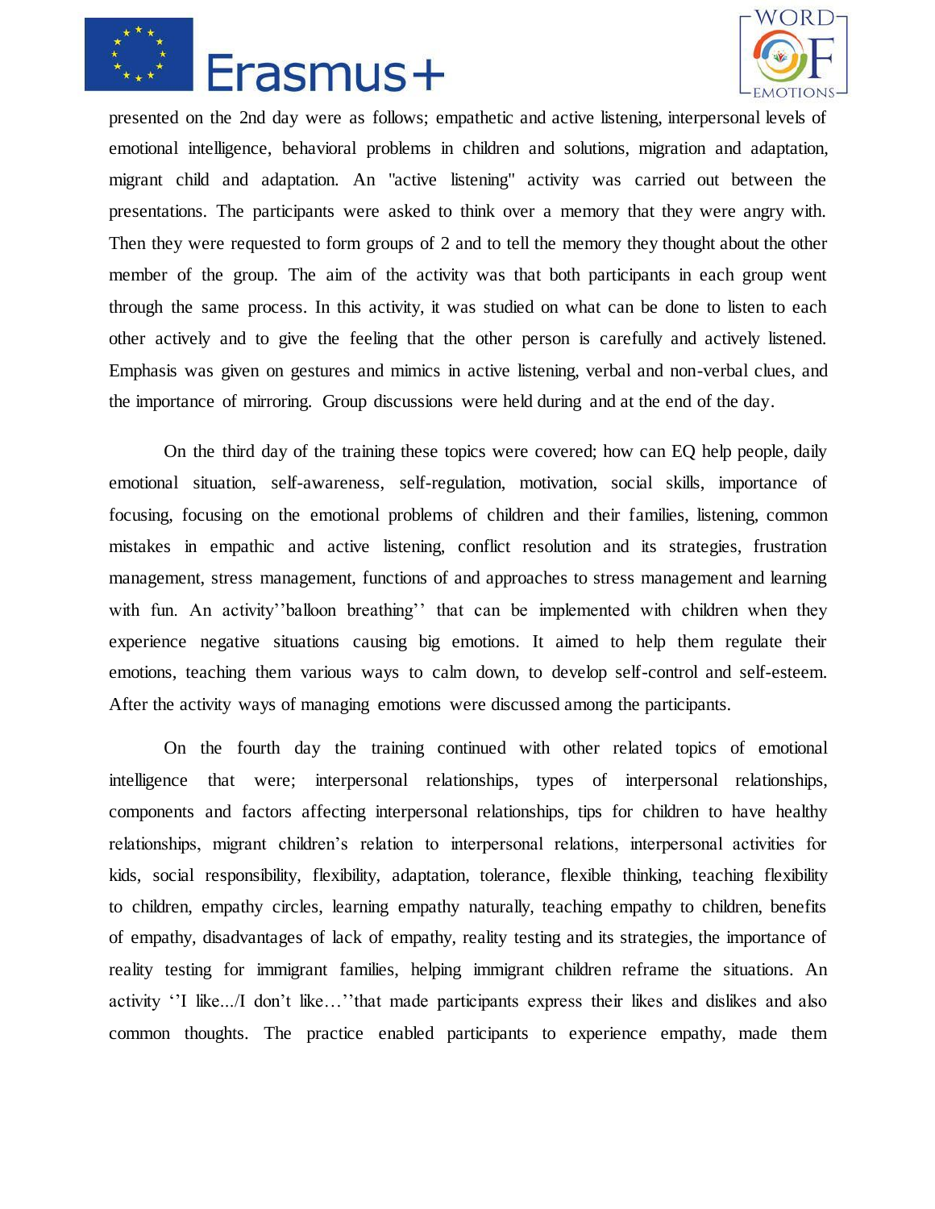presented on the 2nd day were as follows; empathetic and active listening, interpersonal levels of emotional intelligence, behavioral problems in children and solutions, migration and adaptation, migrant child and adaptation. An "active listening" activity was carried out between the presentations. The participants were asked to think over a memory that they were angry with. Then they were requested to form groups of 2 and to tell the memory they thought about the other member of the group. The aim of the activity was that both participants in each group went through the same process. In this activity, it was studied on what can be done to listen to each other actively and to give the feeling that the other person is carefully and actively listened. Emphasis was given on gestures and mimics in active listening, verbal and non-verbal clues, and the importance of mirroring. Group discussions were held during and at the end of the day.

On the third day of the training these topics were covered; how can EQ help people, daily emotional situation, self-awareness, self-regulation, motivation, social skills, importance of focusing, focusing on the emotional problems of children and their families, listening, common mistakes in empathic and active listening, conflict resolution and its strategies, frustration management, stress management, functions of and approaches to stress management and learning with fun. An activity''balloon breathing'' that can be implemented with children when they experience negative situations causing big emotions. It aimed to help them regulate their emotions, teaching them various ways to calm down, to develop self-control and self-esteem. After the activity ways of managing emotions were discussed among the participants.

On the fourth day the training continued with other related topics of emotional intelligence that were; interpersonal relationships, types of interpersonal relationships, components and factors affecting interpersonal relationships, tips for children to have healthy relationships, migrant children's relation to interpersonal relations, interpersonal activities for kids, social responsibility, flexibility, adaptation, tolerance, flexible thinking, teaching flexibility to children, empathy circles, learning empathy naturally, teaching empathy to children, benefits of empathy, disadvantages of lack of empathy, reality testing and its strategies, the importance of reality testing for immigrant families, helping immigrant children reframe the situations. An activity ''I like.../I don't like…''that made participants express their likes and dislikes and also common thoughts. The practice enabled participants to experience empathy, made them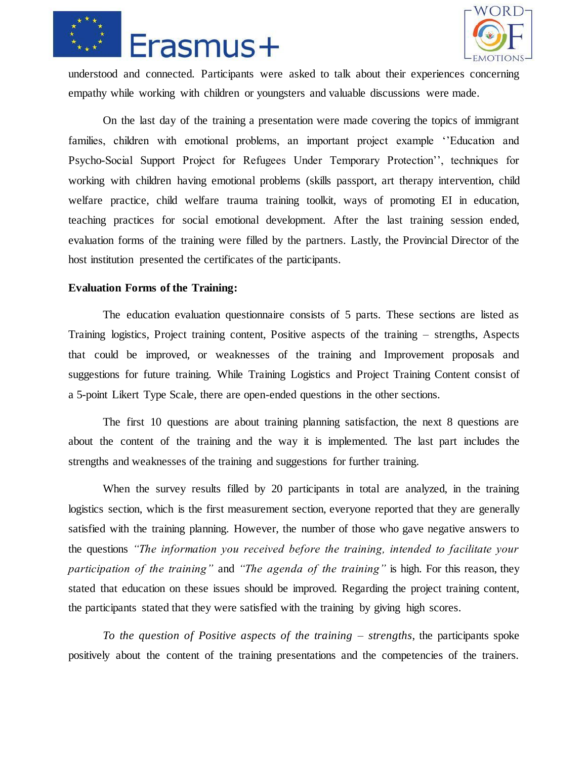understood and connected. Participants were asked to talk about their experiences concerning empathy while working with children or youngsters and valuable discussions were made.

On the last day of the training a presentation were made covering the topics of immigrant families, children with emotional problems, an important project example ''Education and Psycho-Social Support Project for Refugees Under Temporary Protection'', techniques for working with children having emotional problems (skills passport, art therapy intervention, child welfare practice, child welfare trauma training toolkit, ways of promoting EI in education, teaching practices for social emotional development. After the last training session ended, evaluation forms of the training were filled by the partners. Lastly, the Provincial Director of the host institution presented the certificates of the participants.

**Evaluation Forms of the Training:**

The education evaluation questionnaire consists of 5 parts. These sections are listed as Training logistics, Project training content, Positive aspects of the training – strengths, Aspects that could be improved, or weaknesses of the training and Improvement proposals and suggestions for future training. While Training Logistics and Project Training Content consist of a 5-point Likert Type Scale, there are open-ended questions in the other sections.

The first 10 questions are about training planning satisfaction, the next 8 questions are about the content of the training and the way it is implemented. The last part includes the strengths and weaknesses of the training and suggestions for further training.

When the survey results filled by 20 participants in total are analyzed, in the training logistics section, which is the first measurement section, everyone reported that they are generally satisfied with the training planning. However, the number of those who gave negative answers to the questions *"The information you received before the training, intended to facilitate your participation of the training"* and *"The agenda of the training"* is high. For this reason, they stated that education on these issues should be improved. Regarding the project training content, the participants stated that they were satisfied with the training by giving high scores.

*To the question of Positive aspects of the training – strengths*, the participants spoke positively about the content of the training presentations and the competencies of the trainers.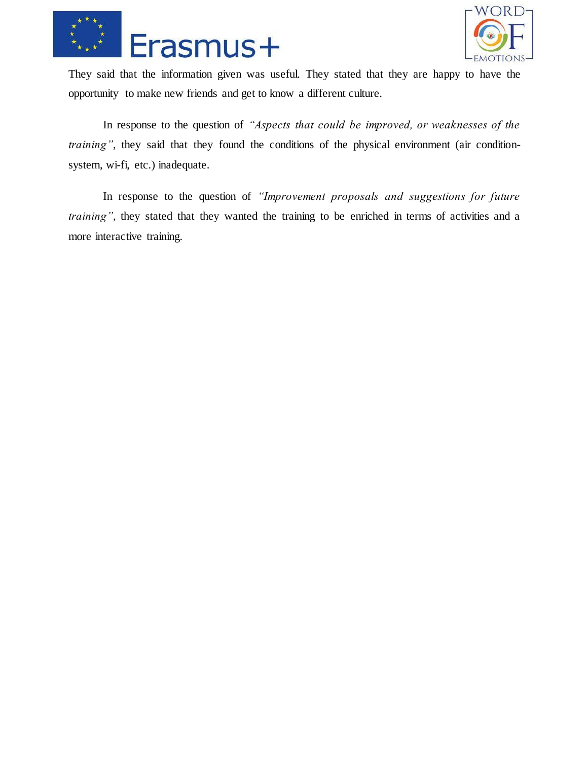They said that the information given was useful. They stated that they are happy to have the opportunity to make new friends and get to know a different culture.

In response to the question of *"Aspects that could be improved, or weaknesses of the training"*, they said that they found the conditions of the physical environment (air condition-system, wi-fi, etc.) inadequate.

In response to the question of *"Improvement proposals and suggestions for future training"*, they stated that they wanted the training to be enriched in terms of activities and a more interactive training.